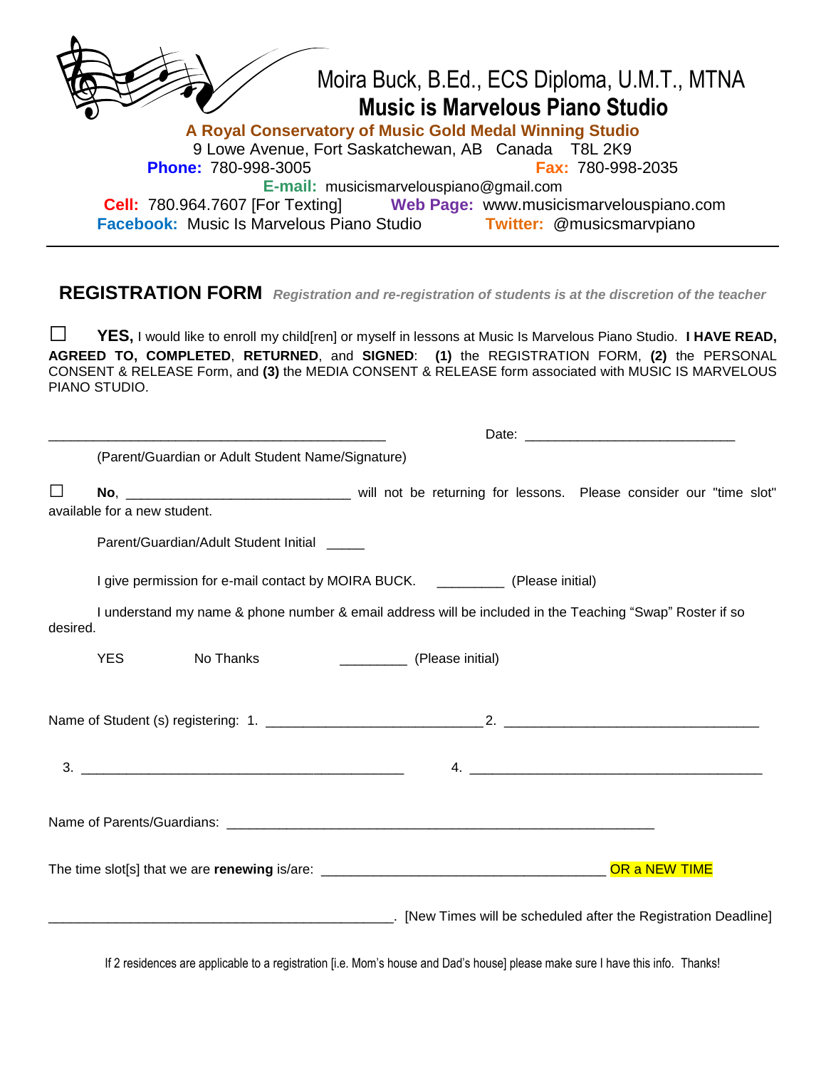# Moira Buck, B.Ed., ECS Diploma, U.M.T., MTNA

## Music is Marvelous Piano Studio

**A Royal Conservatory of Music Gold Medal Winning Studio**

9 Lowe Avenue, Fort Saskatchewan, AB Canada T8L 2K9

**Phone:** 780-998-3005 **Fax:** 780-998-2035

**E-mail:** musicismarvelouspiano@gmail.com

**Cell:** 780.964.7607 [For Texting] **Web Page:** www.musicismarvelouspiano.com

**Facebook:** Music Is Marvelous Piano Studio **Twitter:** @musicsmarvpiano

---

## REGISTRATION FORM *Registration and re-registration of students is at the discretion of the teacher*

☐ **YES,** I would like to enroll my child[ren] or myself in lessons at Music Is Marvelous Piano Studio. **I HAVE READ, AGREED TO, COMPLETED**, **RETURNED**, and **SIGNED**: **(1)** the REGISTRATION FORM, **(2)** the PERSONAL CONSENT & RELEASE Form, and **(3)** the MEDIA CONSENT & RELEASE form associated with MUSIC IS MARVELOUS PIANO STUDIO.

_______________________________________________ Date: ____________________________

(Parent/Guardian or Adult Student Name/Signature)

☐ **No**, _____________________________ will not be returning for lessons. Please consider our "time slot" available for a new student.

Parent/Guardian/Adult Student Initial _____

I give permission for e-mail contact by MOIRA BUCK. _________ (Please initial)

I understand my name & phone number & email address will be included in the Teaching "Swap" Roster if so desired.

YES No Thanks _________ (Please initial)

Name of Student (s) registering: 1. _____________________________ 2. __________________________________

3. ___________________________________________ 4. _______________________________________

Name of Parents/Guardians: __________________________________________________________

The time slot[s] that we are **renewing** is/are: ______________________________________ OR a NEW TIME

_______________________________________________. [New Times will be scheduled after the Registration Deadline]

If 2 residences are applicable to a registration [i.e. Mom's house and Dad's house] please make sure I have this info. Thanks!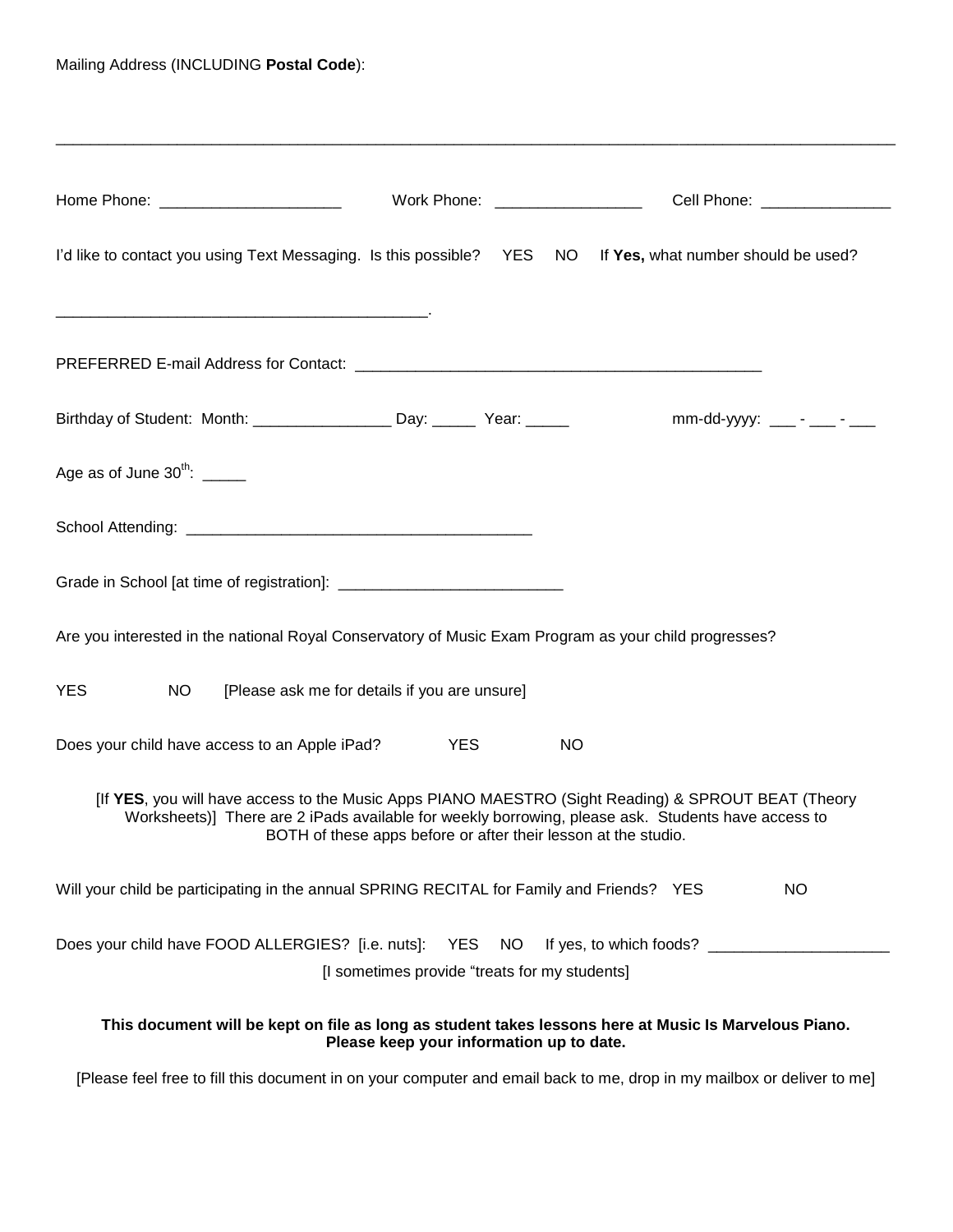Mailing Address (INCLUDING **Postal Code**):

_______________________________________________________________________________________________

Home Phone: _____________________ Work Phone: _________________ Cell Phone: _______________

I'd like to contact you using Text Messaging. Is this possible? YES NO If **Yes,** what number should be used?

___________________________________________.

PREFERRED E-mail Address for Contact: _________________________________________________

Birthday of Student: Month: ________________ Day: _____ Year: _____ mm-dd-yyyy: ___ - ___ - ___

Age as of June 30th: _____

School Attending: ________________________________________

Grade in School [at time of registration]: _________________________

Are you interested in the national Royal Conservatory of Music Exam Program as your child progresses?

YES NO [Please ask me for details if you are unsure]

Does your child have access to an Apple iPad? YES NO

[If **YES**, you will have access to the Music Apps PIANO MAESTRO (Sight Reading) & SPROUT BEAT (Theory Worksheets)] There are 2 iPads available for weekly borrowing, please ask. Students have access to BOTH of these apps before or after their lesson at the studio.

Will your child be participating in the annual SPRING RECITAL for Family and Friends? YES NO

Does your child have FOOD ALLERGIES? [i.e. nuts]: YES NO If yes, to which foods? ____________________

[I sometimes provide "treats for my students]

**This document will be kept on file as long as student takes lessons here at Music Is Marvelous Piano. Please keep your information up to date.**

[Please feel free to fill this document in on your computer and email back to me, drop in my mailbox or deliver to me]